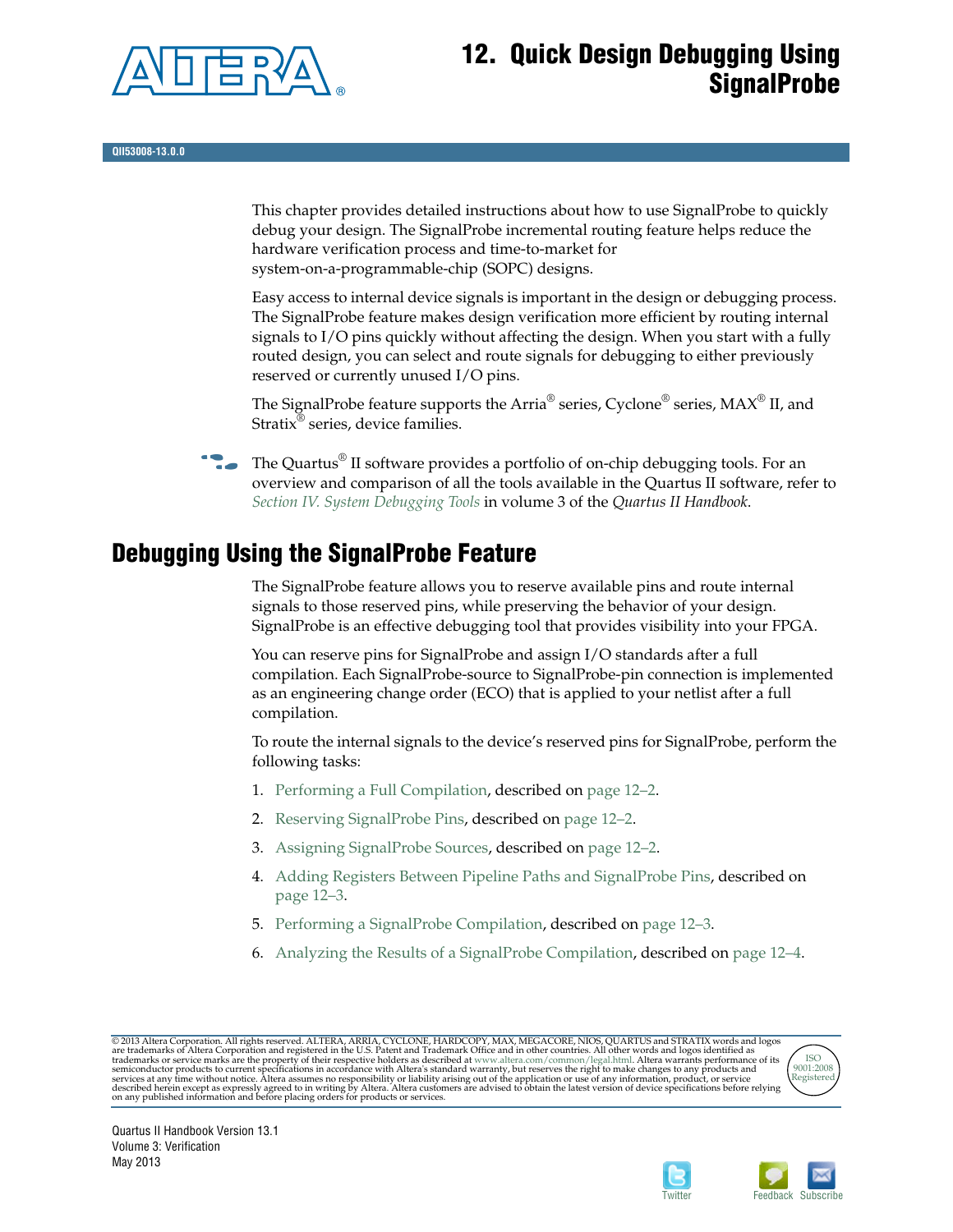# 12. Quick Design Debugging Using SignalProbe

QII53008-13.0.0

This chapter provides detailed instructions about how to use SignalProbe to quickly debug your design. The SignalProbe incremental routing feature helps reduce the hardware verification process and time-to-market for system-on-a-programmable-chip (SOPC) designs.

Easy access to internal device signals is important in the design or debugging process. The SignalProbe feature makes design verification more efficient by routing internal signals to I/O pins quickly without affecting the design. When you start with a fully routed design, you can select and route signals for debugging to either previously reserved or currently unused I/O pins.

The SignalProbe feature supports the Arria® series, Cyclone® series, MAX® II, and Stratix® series, device families.

The Quartus® II software provides a portfolio of on-chip debugging tools. For an overview and comparison of all the tools available in the Quartus II software, refer to *Section IV. System Debugging Tools* in volume 3 of the *Quartus II Handbook*.

## Debugging Using the SignalProbe Feature

The SignalProbe feature allows you to reserve available pins and route internal signals to those reserved pins, while preserving the behavior of your design. SignalProbe is an effective debugging tool that provides visibility into your FPGA.

You can reserve pins for SignalProbe and assign I/O standards after a full compilation. Each SignalProbe-source to SignalProbe-pin connection is implemented as an engineering change order (ECO) that is applied to your netlist after a full compilation.

To route the internal signals to the device's reserved pins for SignalProbe, perform the following tasks:

1. Performing a Full Compilation, described on page 12–2.
2. Reserving SignalProbe Pins, described on page 12–2.
3. Assigning SignalProbe Sources, described on page 12–2.
4. Adding Registers Between Pipeline Paths and SignalProbe Pins, described on page 12–3.
5. Performing a SignalProbe Compilation, described on page 12–3.
6. Analyzing the Results of a SignalProbe Compilation, described on page 12–4.

© 2013 Altera Corporation. All rights reserved. ALTERA, ARRIA, CYCLONE, HARDCOPY, MAX, MEGACORE, NIOS, QUARTUS and STRATIX words and logos are trademarks of Altera Corporation and registered in the U.S. Patent and Trademark Office and in other countries. All other words and logos identified as trademarks or service marks are the property of their respective holders as described at www.altera.com/common/legal.html. Altera warrants performance of its semiconductor products to current specifications in accordance with Altera's standard warranty, but reserves the right to make changes to any products and services at any time without notice. Altera assumes no responsibility or liability arising out of the application or use of any information, product, or service described herein except as expressly agreed to in writing by Altera. Altera customers are advised to obtain the latest version of device specifications before relying on any published information and before placing orders for products or services.

ISO 9001:2008 Registered

Quartus II Handbook Version 13.1
Volume 3: Verification
May 2013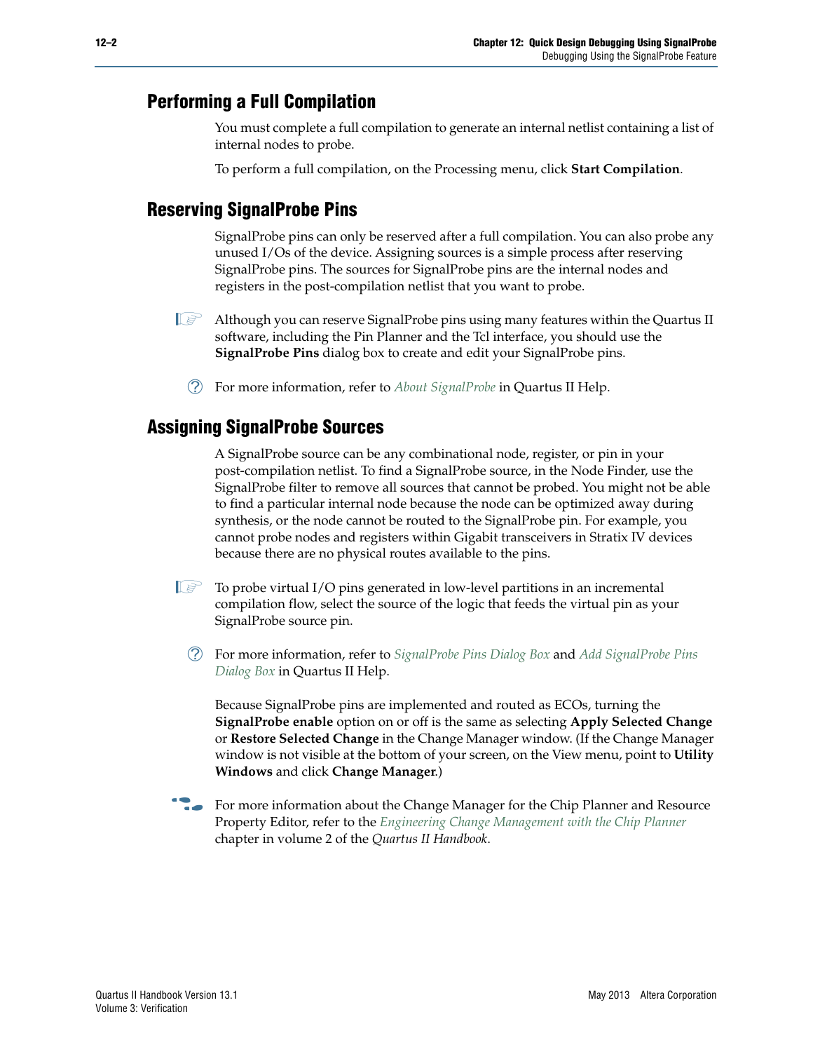## Performing a Full Compilation

You must complete a full compilation to generate an internal netlist containing a list of internal nodes to probe.

To perform a full compilation, on the Processing menu, click **Start Compilation**.

## Reserving SignalProbe Pins

SignalProbe pins can only be reserved after a full compilation. You can also probe any unused I/Os of the device. Assigning sources is a simple process after reserving SignalProbe pins. The sources for SignalProbe pins are the internal nodes and registers in the post-compilation netlist that you want to probe.

Although you can reserve SignalProbe pins using many features within the Quartus II software, including the Pin Planner and the Tcl interface, you should use the **SignalProbe Pins** dialog box to create and edit your SignalProbe pins.

For more information, refer to *About SignalProbe* in Quartus II Help.

## Assigning SignalProbe Sources

A SignalProbe source can be any combinational node, register, or pin in your post-compilation netlist. To find a SignalProbe source, in the Node Finder, use the SignalProbe filter to remove all sources that cannot be probed. You might not be able to find a particular internal node because the node can be optimized away during synthesis, or the node cannot be routed to the SignalProbe pin. For example, you cannot probe nodes and registers within Gigabit transceivers in Stratix IV devices because there are no physical routes available to the pins.

To probe virtual I/O pins generated in low-level partitions in an incremental compilation flow, select the source of the logic that feeds the virtual pin as your SignalProbe source pin.

For more information, refer to *SignalProbe Pins Dialog Box* and *Add SignalProbe Pins Dialog Box* in Quartus II Help.

Because SignalProbe pins are implemented and routed as ECOs, turning the **SignalProbe enable** option on or off is the same as selecting **Apply Selected Change** or **Restore Selected Change** in the Change Manager window. (If the Change Manager window is not visible at the bottom of your screen, on the View menu, point to **Utility Windows** and click **Change Manager**.)

For more information about the Change Manager for the Chip Planner and Resource Property Editor, refer to the *Engineering Change Management with the Chip Planner* chapter in volume 2 of the *Quartus II Handbook*.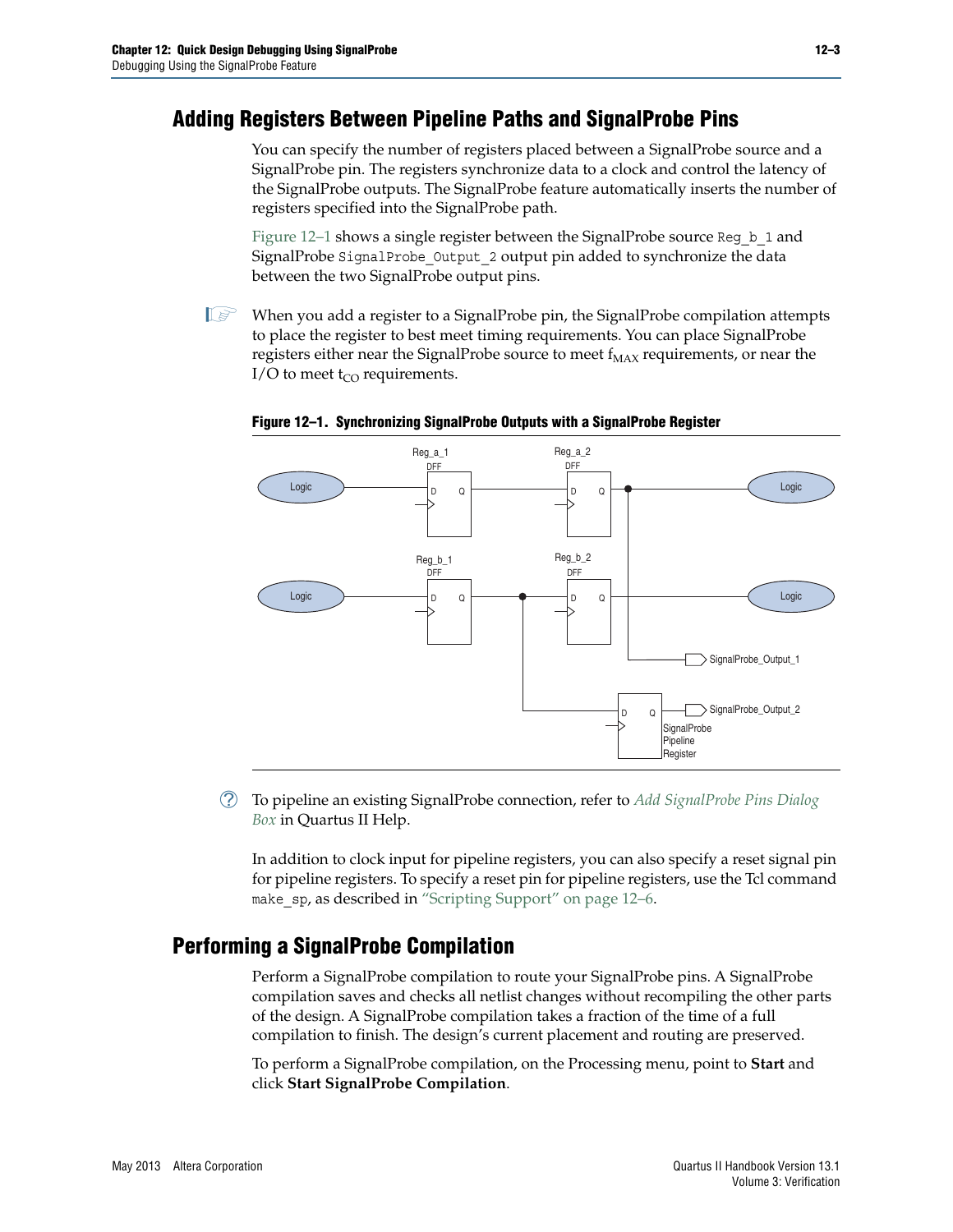## Adding Registers Between Pipeline Paths and SignalProbe Pins

You can specify the number of registers placed between a SignalProbe source and a SignalProbe pin. The registers synchronize data to a clock and control the latency of the SignalProbe outputs. The SignalProbe feature automatically inserts the number of registers specified into the SignalProbe path.

Figure 12–1 shows a single register between the SignalProbe source `Reg_b_1` and SignalProbe `SignalProbe_Output_2` output pin added to synchronize the data between the two SignalProbe output pins.

When you add a register to a SignalProbe pin, the SignalProbe compilation attempts to place the register to best meet timing requirements. You can place SignalProbe registers either near the SignalProbe source to meet $f_{MAX}$ requirements, or near the I/O to meet $t_{CO}$ requirements.

**Figure 12–1. Synchronizing SignalProbe Outputs with a SignalProbe Register**

To pipeline an existing SignalProbe connection, refer to *Add SignalProbe Pins Dialog Box* in Quartus II Help.

In addition to clock input for pipeline registers, you can also specify a reset signal pin for pipeline registers. To specify a reset pin for pipeline registers, use the Tcl command `make_sp`, as described in "Scripting Support" on page 12–6.

## Performing a SignalProbe Compilation

Perform a SignalProbe compilation to route your SignalProbe pins. A SignalProbe compilation saves and checks all netlist changes without recompiling the other parts of the design. A SignalProbe compilation takes a fraction of the time of a full compilation to finish. The design's current placement and routing are preserved.

To perform a SignalProbe compilation, on the Processing menu, point to **Start** and click **Start SignalProbe Compilation**.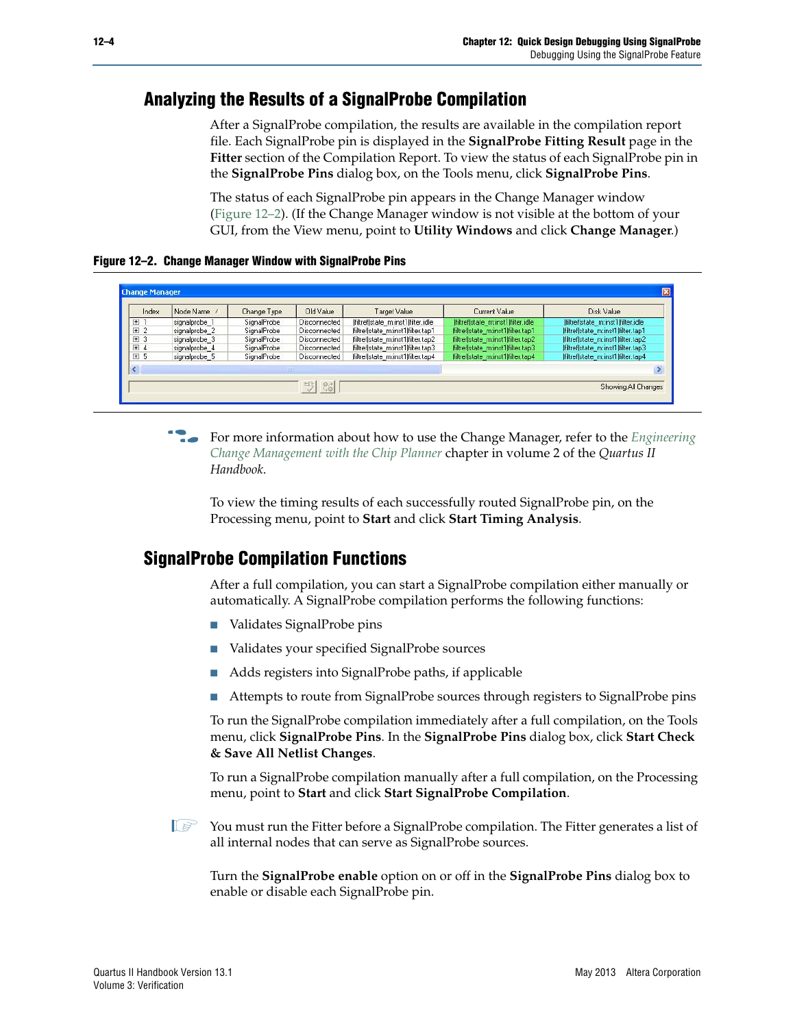## Analyzing the Results of a SignalProbe Compilation

After a SignalProbe compilation, the results are available in the compilation report file. Each SignalProbe pin is displayed in the **SignalProbe Fitting Result** page in the **Fitter** section of the Compilation Report. To view the status of each SignalProbe pin in the **SignalProbe Pins** dialog box, on the Tools menu, click **SignalProbe Pins**.

The status of each SignalProbe pin appears in the Change Manager window (Figure 12–2). (If the Change Manager window is not visible at the bottom of your GUI, from the View menu, point to **Utility Windows** and click **Change Manager**.)

**Figure 12–2. Change Manager Window with SignalProbe Pins**

| Index | Node Name | Change Type | Old Value | Target Value | Current Value | Disk Value |
|---|---|---|---|---|---|---|
| 1 | signalprobe_1 | SignalProbe | Disconnected | \|filtref\|state_m:inst1\|filter.idle | \|filtref\|state_m:inst1\|filter.idle | \|filtref\|state_m:inst1\|filter.idle |
| 2 | signalprobe_2 | SignalProbe | Disconnected | \|filtref\|state_m:inst1\|filter.tap1 | \|filtref\|state_m:inst1\|filter.tap1 | \|filtref\|state_m:inst1\|filter.tap1 |
| 3 | signalprobe_3 | SignalProbe | Disconnected | \|filtref\|state_m:inst1\|filter.tap2 | \|filtref\|state_m:inst1\|filter.tap2 | \|filtref\|state_m:inst1\|filter.tap2 |
| 4 | signalprobe_4 | SignalProbe | Disconnected | \|filtref\|state_m:inst1\|filter.tap3 | \|filtref\|state_m:inst1\|filter.tap3 | \|filtref\|state_m:inst1\|filter.tap3 |
| 5 | signalprobe_5 | SignalProbe | Disconnected | \|filtref\|state_m:inst1\|filter.tap4 | \|filtref\|state_m:inst1\|filter.tap4 | \|filtref\|state_m:inst1\|filter.tap4 |

Showing All Changes

For more information about how to use the Change Manager, refer to the *Engineering Change Management with the Chip Planner* chapter in volume 2 of the *Quartus II Handbook*.

To view the timing results of each successfully routed SignalProbe pin, on the Processing menu, point to **Start** and click **Start Timing Analysis**.

## SignalProbe Compilation Functions

After a full compilation, you can start a SignalProbe compilation either manually or automatically. A SignalProbe compilation performs the following functions:

- Validates SignalProbe pins
- Validates your specified SignalProbe sources
- Adds registers into SignalProbe paths, if applicable
- Attempts to route from SignalProbe sources through registers to SignalProbe pins

To run the SignalProbe compilation immediately after a full compilation, on the Tools menu, click **SignalProbe Pins**. In the **SignalProbe Pins** dialog box, click **Start Check & Save All Netlist Changes**.

To run a SignalProbe compilation manually after a full compilation, on the Processing menu, point to **Start** and click **Start SignalProbe Compilation**.

You must run the Fitter before a SignalProbe compilation. The Fitter generates a list of all internal nodes that can serve as SignalProbe sources.

Turn the **SignalProbe enable** option on or off in the **SignalProbe Pins** dialog box to enable or disable each SignalProbe pin.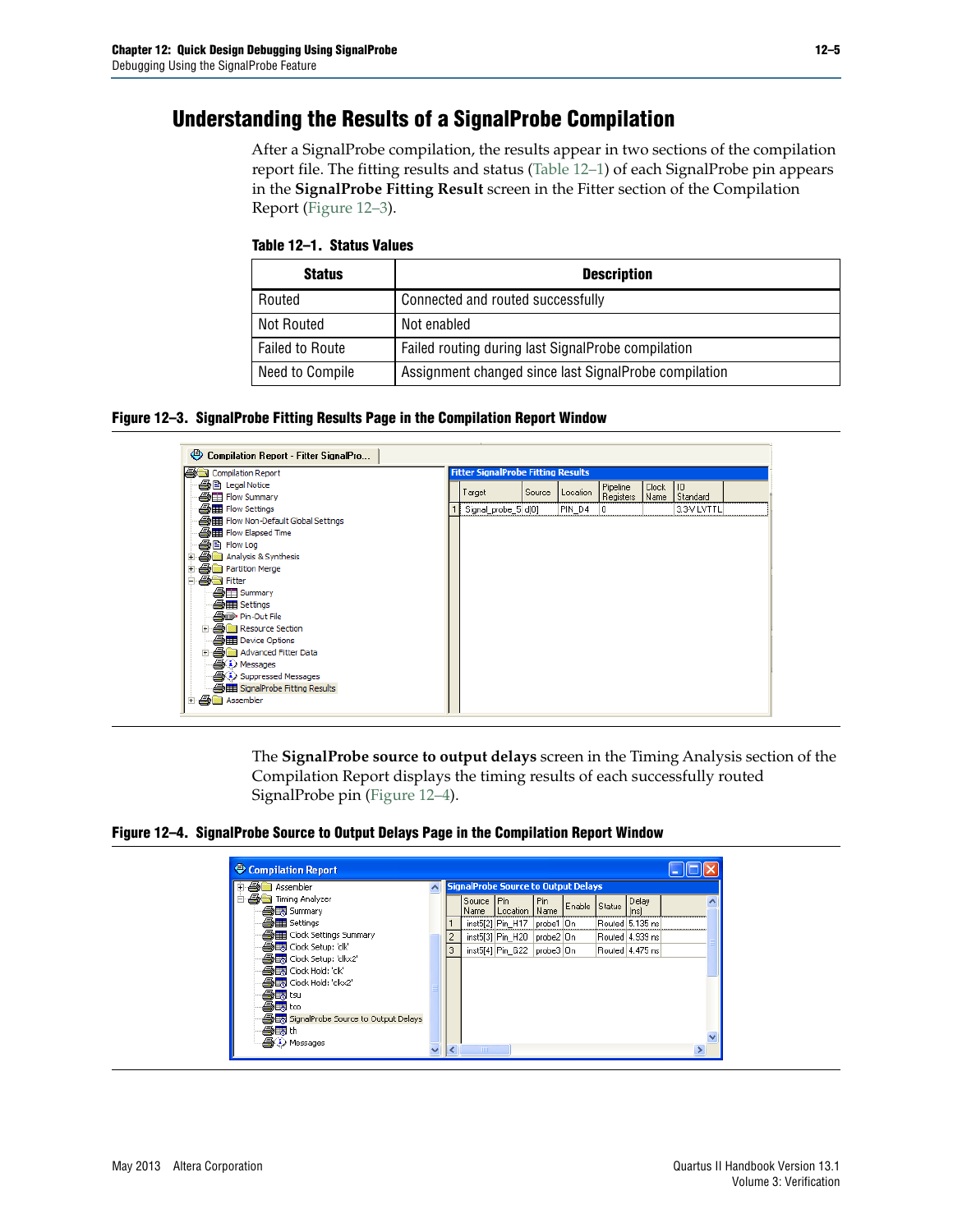## Understanding the Results of a SignalProbe Compilation

After a SignalProbe compilation, the results appear in two sections of the compilation report file. The fitting results and status (Table 12–1) of each SignalProbe pin appears in the **SignalProbe Fitting Result** screen in the Fitter section of the Compilation Report (Figure 12–3).

**Table 12–1. Status Values**

| Status | Description |
|---|---|
| Routed | Connected and routed successfully |
| Not Routed | Not enabled |
| Failed to Route | Failed routing during last SignalProbe compilation |
| Need to Compile | Assignment changed since last SignalProbe compilation |

**Figure 12–3. SignalProbe Fitting Results Page in the Compilation Report Window**

The **SignalProbe source to output delays** screen in the Timing Analysis section of the Compilation Report displays the timing results of each successfully routed SignalProbe pin (Figure 12–4).

**Figure 12–4. SignalProbe Source to Output Delays Page in the Compilation Report Window**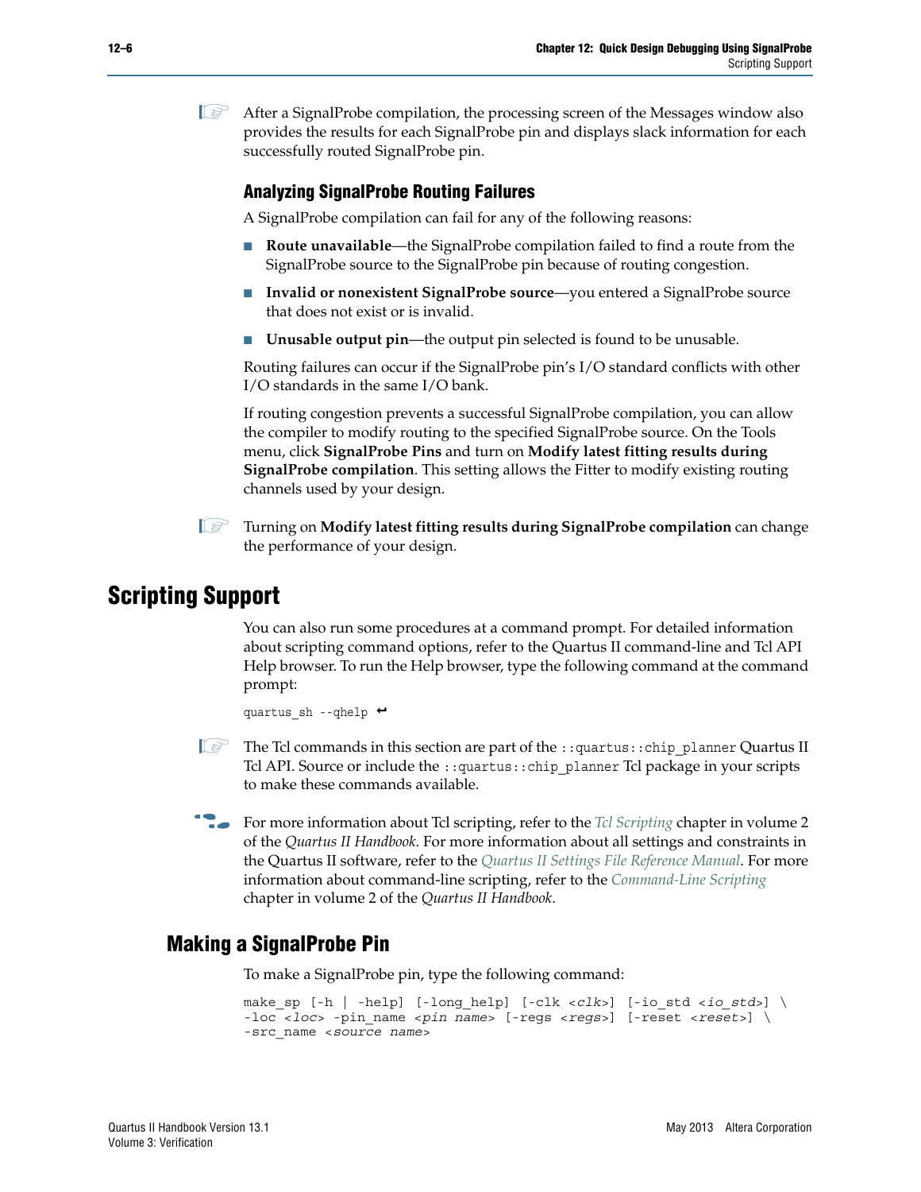After a SignalProbe compilation, the processing screen of the Messages window also provides the results for each SignalProbe pin and displays slack information for each successfully routed SignalProbe pin.

### Analyzing SignalProbe Routing Failures

A SignalProbe compilation can fail for any of the following reasons:

- **Route unavailable**—the SignalProbe compilation failed to find a route from the SignalProbe source to the SignalProbe pin because of routing congestion.
- **Invalid or nonexistent SignalProbe source**—you entered a SignalProbe source that does not exist or is invalid.
- **Unusable output pin**—the output pin selected is found to be unusable.

Routing failures can occur if the SignalProbe pin's I/O standard conflicts with other I/O standards in the same I/O bank.

If routing congestion prevents a successful SignalProbe compilation, you can allow the compiler to modify routing to the specified SignalProbe source. On the Tools menu, click **SignalProbe Pins** and turn on **Modify latest fitting results during SignalProbe compilation**. This setting allows the Fitter to modify existing routing channels used by your design.

Turning on **Modify latest fitting results during SignalProbe compilation** can change the performance of your design.

# Scripting Support

You can also run some procedures at a command prompt. For detailed information about scripting command options, refer to the Quartus II command-line and Tcl API Help browser. To run the Help browser, type the following command at the command prompt:

```
quartus_sh --qhelp ↵
```

The Tcl commands in this section are part of the `::quartus::chip_planner` Quartus II Tcl API. Source or include the `::quartus::chip_planner` Tcl package in your scripts to make these commands available.

For more information about Tcl scripting, refer to the *Tcl Scripting* chapter in volume 2 of the *Quartus II Handbook*. For more information about all settings and constraints in the Quartus II software, refer to the *Quartus II Settings File Reference Manual*. For more information about command-line scripting, refer to the *Command-Line Scripting* chapter in volume 2 of the *Quartus II Handbook*.

## Making a SignalProbe Pin

To make a SignalProbe pin, type the following command:

```
make_sp [-h | -help] [-long_help] [-clk <clk>] [-io_std <io_std>] \
-loc <loc> -pin_name <pin name> [-regs <regs>] [-reset <reset>] \
-src_name <source name>
```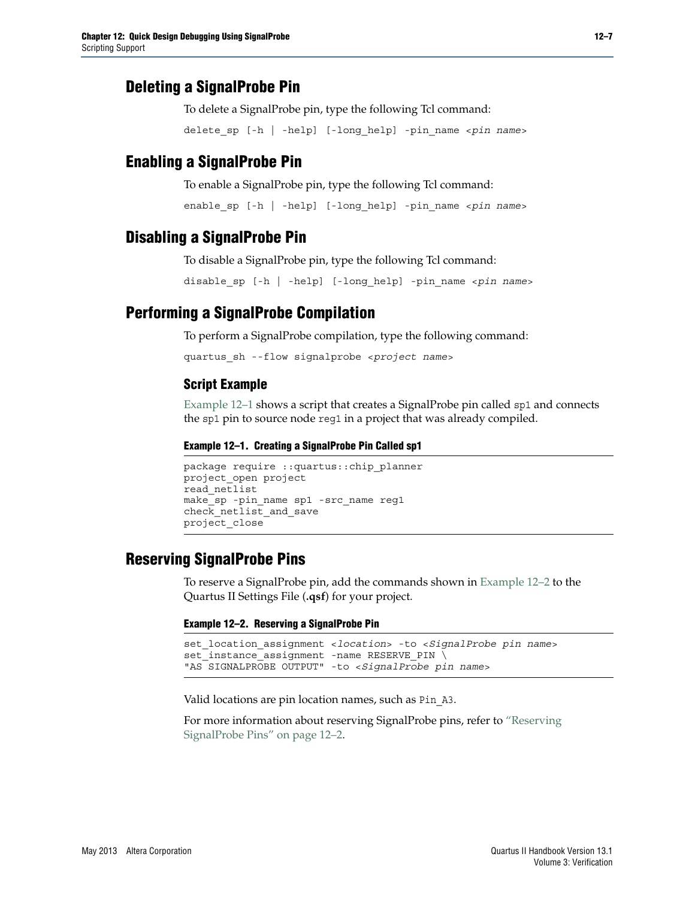## Deleting a SignalProbe Pin

To delete a SignalProbe pin, type the following Tcl command:

```
delete_sp [-h | -help] [-long_help] -pin_name <pin name>
```

## Enabling a SignalProbe Pin

To enable a SignalProbe pin, type the following Tcl command:

```
enable_sp [-h | -help] [-long_help] -pin_name <pin name>
```

## Disabling a SignalProbe Pin

To disable a SignalProbe pin, type the following Tcl command:

```
disable_sp [-h | -help] [-long_help] -pin_name <pin name>
```

## Performing a SignalProbe Compilation

To perform a SignalProbe compilation, type the following command:

```
quartus_sh --flow signalprobe <project name>
```

### Script Example

Example 12–1 shows a script that creates a SignalProbe pin called `sp1` and connects the `sp1` pin to source node `reg1` in a project that was already compiled.

**Example 12–1. Creating a SignalProbe Pin Called sp1**

```
package require ::quartus::chip_planner
project_open project
read_netlist
make_sp -pin_name sp1 -src_name reg1
check_netlist_and_save
project_close
```

## Reserving SignalProbe Pins

To reserve a SignalProbe pin, add the commands shown in Example 12–2 to the Quartus II Settings File (**.qsf**) for your project.

**Example 12–2. Reserving a SignalProbe Pin**

```
set_location_assignment <location> -to <SignalProbe pin name>
set_instance_assignment -name RESERVE_PIN \
"AS SIGNALPROBE OUTPUT" -to <SignalProbe pin name>
```

Valid locations are pin location names, such as `Pin_A3`.

For more information about reserving SignalProbe pins, refer to "Reserving SignalProbe Pins" on page 12–2.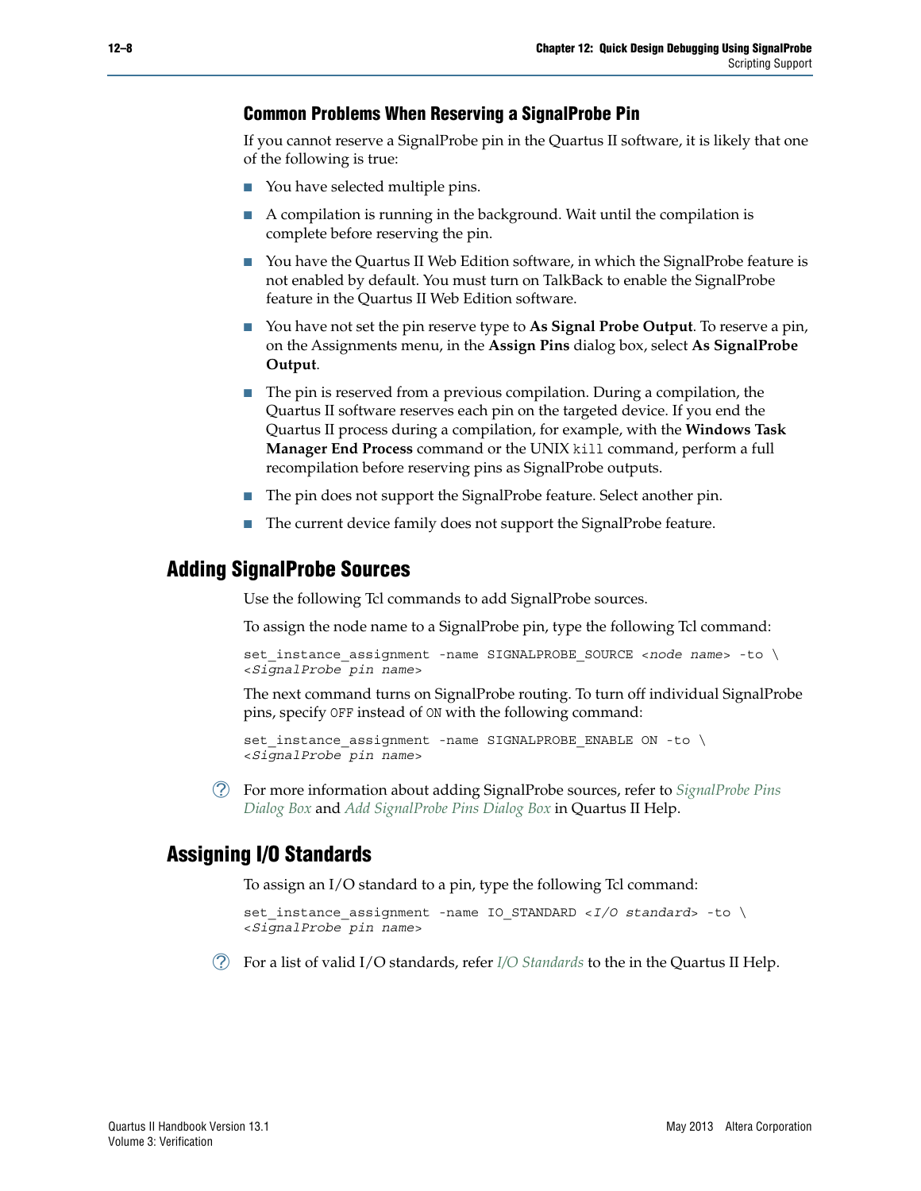### Common Problems When Reserving a SignalProbe Pin

If you cannot reserve a SignalProbe pin in the Quartus II software, it is likely that one of the following is true:

- You have selected multiple pins.
- A compilation is running in the background. Wait until the compilation is complete before reserving the pin.
- You have the Quartus II Web Edition software, in which the SignalProbe feature is not enabled by default. You must turn on TalkBack to enable the SignalProbe feature in the Quartus II Web Edition software.
- You have not set the pin reserve type to **As Signal Probe Output**. To reserve a pin, on the Assignments menu, in the **Assign Pins** dialog box, select **As SignalProbe Output**.
- The pin is reserved from a previous compilation. During a compilation, the Quartus II software reserves each pin on the targeted device. If you end the Quartus II process during a compilation, for example, with the **Windows Task Manager End Process** command or the UNIX `kill` command, perform a full recompilation before reserving pins as SignalProbe outputs.
- The pin does not support the SignalProbe feature. Select another pin.
- The current device family does not support the SignalProbe feature.

## Adding SignalProbe Sources

Use the following Tcl commands to add SignalProbe sources.

To assign the node name to a SignalProbe pin, type the following Tcl command:

```
set_instance_assignment -name SIGNALPROBE_SOURCE <node name> -to \
<SignalProbe pin name>
```

The next command turns on SignalProbe routing. To turn off individual SignalProbe pins, specify `OFF` instead of `ON` with the following command:

```
set_instance_assignment -name SIGNALPROBE_ENABLE ON -to \
<SignalProbe pin name>
```

For more information about adding SignalProbe sources, refer to *SignalProbe Pins Dialog Box* and *Add SignalProbe Pins Dialog Box* in Quartus II Help.

## Assigning I/O Standards

To assign an I/O standard to a pin, type the following Tcl command:

```
set_instance_assignment -name IO_STANDARD <I/O standard> -to \
<SignalProbe pin name>
```

For a list of valid I/O standards, refer *I/O Standards* to the in the Quartus II Help.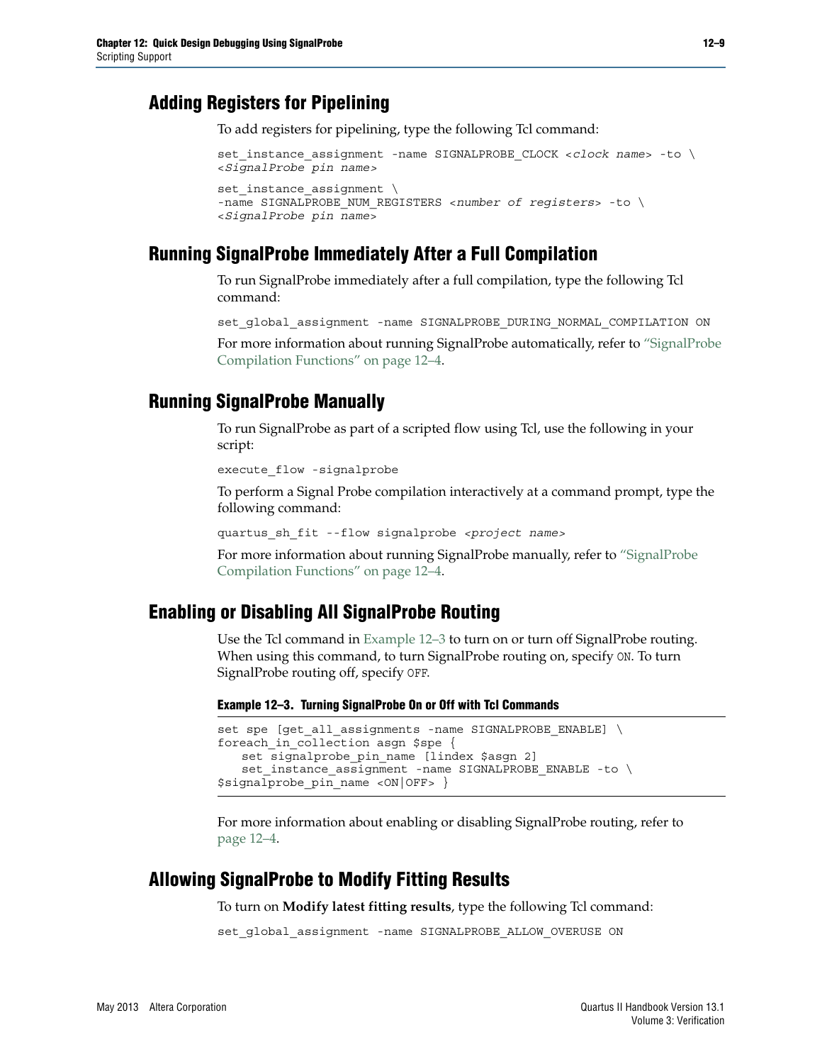## Adding Registers for Pipelining

To add registers for pipelining, type the following Tcl command:

```
set_instance_assignment -name SIGNALPROBE_CLOCK <clock name> -to \
<SignalProbe pin name>

set_instance_assignment \
-name SIGNALPROBE_NUM_REGISTERS <number of registers> -to \
<SignalProbe pin name>
```

## Running SignalProbe Immediately After a Full Compilation

To run SignalProbe immediately after a full compilation, type the following Tcl command:

```
set_global_assignment -name SIGNALPROBE_DURING_NORMAL_COMPILATION ON
```

For more information about running SignalProbe automatically, refer to "SignalProbe Compilation Functions" on page 12–4.

## Running SignalProbe Manually

To run SignalProbe as part of a scripted flow using Tcl, use the following in your script:

```
execute_flow -signalprobe
```

To perform a Signal Probe compilation interactively at a command prompt, type the following command:

```
quartus_sh_fit --flow signalprobe <project name>
```

For more information about running SignalProbe manually, refer to "SignalProbe Compilation Functions" on page 12–4.

## Enabling or Disabling All SignalProbe Routing

Use the Tcl command in Example 12–3 to turn on or turn off SignalProbe routing. When using this command, to turn SignalProbe routing on, specify `ON`. To turn SignalProbe routing off, specify `OFF`.

**Example 12–3. Turning SignalProbe On or Off with Tcl Commands**

```
set spe [get_all_assignments -name SIGNALPROBE_ENABLE] \
foreach_in_collection asgn $spe {
   set signalprobe_pin_name [lindex $asgn 2]
   set_instance_assignment -name SIGNALPROBE_ENABLE -to \
$signalprobe_pin_name <ON|OFF> }
```

For more information about enabling or disabling SignalProbe routing, refer to page 12–4.

## Allowing SignalProbe to Modify Fitting Results

To turn on **Modify latest fitting results**, type the following Tcl command:

```
set_global_assignment -name SIGNALPROBE_ALLOW_OVERUSE ON
```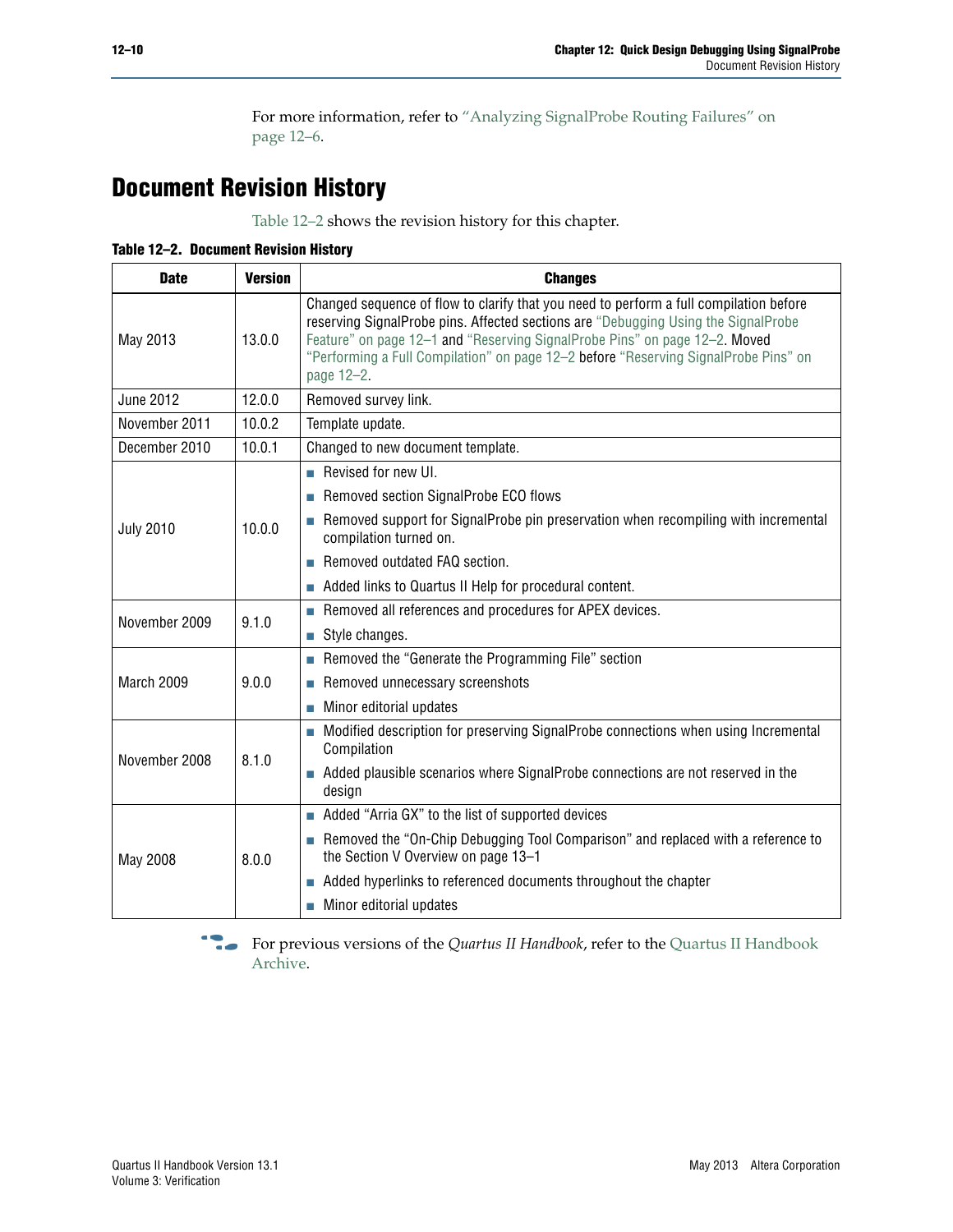For more information, refer to "Analyzing SignalProbe Routing Failures" on page 12–6.

# Document Revision History

Table 12–2 shows the revision history for this chapter.

**Table 12–2. Document Revision History**

| Date | Version | Changes |
|---|---|---|
| May 2013 | 13.0.0 | Changed sequence of flow to clarify that you need to perform a full compilation before reserving SignalProbe pins. Affected sections are "Debugging Using the SignalProbe Feature" on page 12–1 and "Reserving SignalProbe Pins" on page 12–2. Moved "Performing a Full Compilation" on page 12–2 before "Reserving SignalProbe Pins" on page 12–2. |
| June 2012 | 12.0.0 | Removed survey link. |
| November 2011 | 10.0.2 | Template update. |
| December 2010 | 10.0.1 | Changed to new document template. |
| July 2010 | 10.0.0 | ■ Revised for new UI.<br>■ Removed section SignalProbe ECO flows<br>■ Removed support for SignalProbe pin preservation when recompiling with incremental compilation turned on.<br>■ Removed outdated FAQ section.<br>■ Added links to Quartus II Help for procedural content. |
| November 2009 | 9.1.0 | ■ Removed all references and procedures for APEX devices.<br>■ Style changes. |
| March 2009 | 9.0.0 | ■ Removed the "Generate the Programming File" section<br>■ Removed unnecessary screenshots<br>■ Minor editorial updates |
| November 2008 | 8.1.0 | ■ Modified description for preserving SignalProbe connections when using Incremental Compilation<br>■ Added plausible scenarios where SignalProbe connections are not reserved in the design |
| May 2008 | 8.0.0 | ■ Added "Arria GX" to the list of supported devices<br>■ Removed the "On-Chip Debugging Tool Comparison" and replaced with a reference to the Section V Overview on page 13–1<br>■ Added hyperlinks to referenced documents throughout the chapter<br>■ Minor editorial updates |

For previous versions of the *Quartus II Handbook*, refer to the Quartus II Handbook Archive.